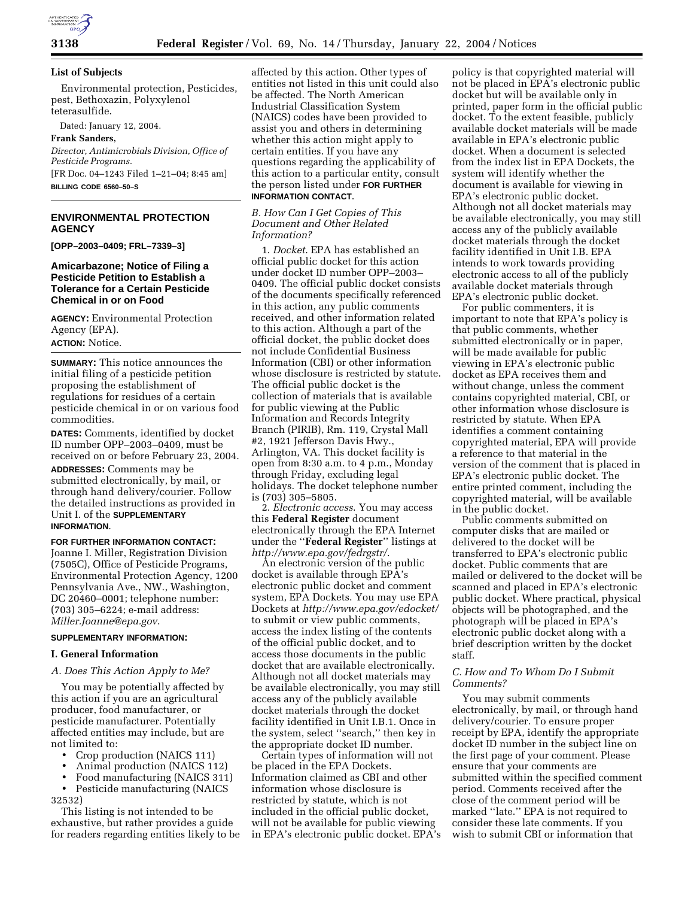**List of Subjects**

Environmental protection, Pesticides, pest, Bethoxazin, Polyxylenol teterasulfide.

Dated: January 12, 2004.

**Frank Sanders,**

*Director, Antimicrobials Division, Office of Pesticide Programs.*

[FR Doc. 04–1243 Filed 1–21–04; 8:45 am]

**BILLING CODE 6560–50–S**

## ENVIRONMENTAL PROTECTION AGENCY

**[OPP–2003–0409; FRL–7339–3]**

## Amicarbazone; Notice of Filing a Pesticide Petition to Establish a Tolerance for a Certain Pesticide Chemical in or on Food

**AGENCY:** Environmental Protection Agency (EPA).

**ACTION:** Notice.

**SUMMARY:** This notice announces the initial filing of a pesticide petition proposing the establishment of regulations for residues of a certain pesticide chemical in or on various food commodities.

**DATES:** Comments, identified by docket ID number OPP–2003–0409, must be received on or before February 23, 2004.

**ADDRESSES:** Comments may be submitted electronically, by mail, or through hand delivery/courier. Follow the detailed instructions as provided in Unit I. of the **SUPPLEMENTARY INFORMATION**.

**FOR FURTHER INFORMATION CONTACT:** Joanne I. Miller, Registration Division (7505C), Office of Pesticide Programs, Environmental Protection Agency, 1200 Pennsylvania Ave., NW., Washington, DC 20460–0001; telephone number: (703) 305–6224; e-mail address: *Miller.Joanne@epa.gov*.

**SUPPLEMENTARY INFORMATION:**

### I. General Information

#### *A. Does This Action Apply to Me?*

You may be potentially affected by this action if you are an agricultural producer, food manufacturer, or pesticide manufacturer. Potentially affected entities may include, but are not limited to:

- Crop production (NAICS 111)
- Animal production (NAICS 112)
- Food manufacturing (NAICS 311)
- Pesticide manufacturing (NAICS 32532)

This listing is not intended to be exhaustive, but rather provides a guide for readers regarding entities likely to be affected by this action. Other types of entities not listed in this unit could also be affected. The North American Industrial Classification System (NAICS) codes have been provided to assist you and others in determining whether this action might apply to certain entities. If you have any questions regarding the applicability of this action to a particular entity, consult the person listed under **FOR FURTHER INFORMATION CONTACT**.

#### *B. How Can I Get Copies of This Document and Other Related Information?*

1. *Docket*. EPA has established an official public docket for this action under docket ID number OPP–2003–0409. The official public docket consists of the documents specifically referenced in this action, any public comments received, and other information related to this action. Although a part of the official docket, the public docket does not include Confidential Business Information (CBI) or other information whose disclosure is restricted by statute. The official public docket is the collection of materials that is available for public viewing at the Public Information and Records Integrity Branch (PIRIB), Rm. 119, Crystal Mall #2, 1921 Jefferson Davis Hwy., Arlington, VA. This docket facility is open from 8:30 a.m. to 4 p.m., Monday through Friday, excluding legal holidays. The docket telephone number is (703) 305–5805.

2. *Electronic access*. You may access this **Federal Register** document electronically through the EPA Internet under the ''**Federal Register**'' listings at *http://www.epa.gov/fedrgstr/*.

An electronic version of the public docket is available through EPA's electronic public docket and comment system, EPA Dockets. You may use EPA Dockets at *http://www.epa.gov/edocket/* to submit or view public comments, access the index listing of the contents of the official public docket, and to access those documents in the public docket that are available electronically. Although not all docket materials may be available electronically, you may still access any of the publicly available docket materials through the docket facility identified in Unit I.B.1. Once in the system, select ''search,'' then key in the appropriate docket ID number.

Certain types of information will not be placed in the EPA Dockets. Information claimed as CBI and other information whose disclosure is restricted by statute, which is not included in the official public docket, will not be available for public viewing in EPA's electronic public docket. EPA's policy is that copyrighted material will not be placed in EPA's electronic public docket but will be available only in printed, paper form in the official public docket. To the extent feasible, publicly available docket materials will be made available in EPA's electronic public docket. When a document is selected from the index list in EPA Dockets, the system will identify whether the document is available for viewing in EPA's electronic public docket. Although not all docket materials may be available electronically, you may still access any of the publicly available docket materials through the docket facility identified in Unit I.B. EPA intends to work towards providing electronic access to all of the publicly available docket materials through EPA's electronic public docket.

For public commenters, it is important to note that EPA's policy is that public comments, whether submitted electronically or in paper, will be made available for public viewing in EPA's electronic public docket as EPA receives them and without change, unless the comment contains copyrighted material, CBI, or other information whose disclosure is restricted by statute. When EPA identifies a comment containing copyrighted material, EPA will provide a reference to that material in the version of the comment that is placed in EPA's electronic public docket. The entire printed comment, including the copyrighted material, will be available in the public docket.

Public comments submitted on computer disks that are mailed or delivered to the docket will be transferred to EPA's electronic public docket. Public comments that are mailed or delivered to the docket will be scanned and placed in EPA's electronic public docket. Where practical, physical objects will be photographed, and the photograph will be placed in EPA's electronic public docket along with a brief description written by the docket staff.

#### *C. How and To Whom Do I Submit Comments?*

You may submit comments electronically, by mail, or through hand delivery/courier. To ensure proper receipt by EPA, identify the appropriate docket ID number in the subject line on the first page of your comment. Please ensure that your comments are submitted within the specified comment period. Comments received after the close of the comment period will be marked ''late.'' EPA is not required to consider these late comments. If you wish to submit CBI or information that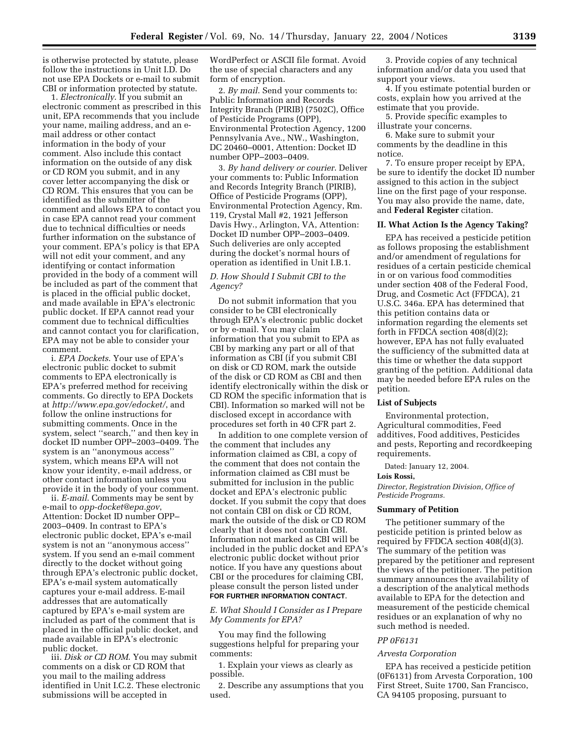is otherwise protected by statute, please follow the instructions in Unit I.D. Do not use EPA Dockets or e-mail to submit CBI or information protected by statute.

1. *Electronically*. If you submit an electronic comment as prescribed in this unit, EPA recommends that you include your name, mailing address, and an e-mail address or other contact information in the body of your comment. Also include this contact information on the outside of any disk or CD ROM you submit, and in any cover letter accompanying the disk or CD ROM. This ensures that you can be identified as the submitter of the comment and allows EPA to contact you in case EPA cannot read your comment due to technical difficulties or needs further information on the substance of your comment. EPA's policy is that EPA will not edit your comment, and any identifying or contact information provided in the body of a comment will be included as part of the comment that is placed in the official public docket, and made available in EPA's electronic public docket. If EPA cannot read your comment due to technical difficulties and cannot contact you for clarification, EPA may not be able to consider your comment.

i. *EPA Dockets*. Your use of EPA's electronic public docket to submit comments to EPA electronically is EPA's preferred method for receiving comments. Go directly to EPA Dockets at *http://www.epa.gov/edocket/*, and follow the online instructions for submitting comments. Once in the system, select "search," and then key in docket ID number OPP–2003–0409. The system is an "anonymous access" system, which means EPA will not know your identity, e-mail address, or other contact information unless you provide it in the body of your comment.

ii. *E-mail*. Comments may be sent by e-mail to *opp-docket@epa.gov*, Attention: Docket ID number OPP–2003–0409. In contrast to EPA's electronic public docket, EPA's e-mail system is not an "anonymous access" system. If you send an e-mail comment directly to the docket without going through EPA's electronic public docket, EPA's e-mail system automatically captures your e-mail address. E-mail addresses that are automatically captured by EPA's e-mail system are included as part of the comment that is placed in the official public docket, and made available in EPA's electronic public docket.

iii. *Disk or CD ROM*. You may submit comments on a disk or CD ROM that you mail to the mailing address identified in Unit I.C.2. These electronic submissions will be accepted in WordPerfect or ASCII file format. Avoid the use of special characters and any form of encryption.

2. *By mail*. Send your comments to: Public Information and Records Integrity Branch (PIRIB) (7502C), Office of Pesticide Programs (OPP), Environmental Protection Agency, 1200 Pennsylvania Ave., NW., Washington, DC 20460–0001, Attention: Docket ID number OPP–2003–0409.

3. *By hand delivery or courier*. Deliver your comments to: Public Information and Records Integrity Branch (PIRIB), Office of Pesticide Programs (OPP), Environmental Protection Agency, Rm. 119, Crystal Mall #2, 1921 Jefferson Davis Hwy., Arlington, VA, Attention: Docket ID number OPP–2003–0409. Such deliveries are only accepted during the docket's normal hours of operation as identified in Unit I.B.1.

### *D. How Should I Submit CBI to the Agency?*

Do not submit information that you consider to be CBI electronically through EPA's electronic public docket or by e-mail. You may claim information that you submit to EPA as CBI by marking any part or all of that information as CBI (if you submit CBI on disk or CD ROM, mark the outside of the disk or CD ROM as CBI and then identify electronically within the disk or CD ROM the specific information that is CBI). Information so marked will not be disclosed except in accordance with procedures set forth in 40 CFR part 2.

In addition to one complete version of the comment that includes any information claimed as CBI, a copy of the comment that does not contain the information claimed as CBI must be submitted for inclusion in the public docket and EPA's electronic public docket. If you submit the copy that does not contain CBI on disk or CD ROM, mark the outside of the disk or CD ROM clearly that it does not contain CBI. Information not marked as CBI will be included in the public docket and EPA's electronic public docket without prior notice. If you have any questions about CBI or the procedures for claiming CBI, please consult the person listed under **FOR FURTHER INFORMATION CONTACT**.

### *E. What Should I Consider as I Prepare My Comments for EPA?*

You may find the following suggestions helpful for preparing your comments:

1. Explain your views as clearly as possible.

2. Describe any assumptions that you used.

3. Provide copies of any technical information and/or data you used that support your views.

4. If you estimate potential burden or costs, explain how you arrived at the estimate that you provide.

5. Provide specific examples to illustrate your concerns.

6. Make sure to submit your comments by the deadline in this notice.

7. To ensure proper receipt by EPA, be sure to identify the docket ID number assigned to this action in the subject line on the first page of your response. You may also provide the name, date, and **Federal Register** citation.

## II. What Action Is the Agency Taking?

EPA has received a pesticide petition as follows proposing the establishment and/or amendment of regulations for residues of a certain pesticide chemical in or on various food commodities under section 408 of the Federal Food, Drug, and Cosmetic Act (FFDCA), 21 U.S.C. 346a. EPA has determined that this petition contains data or information regarding the elements set forth in FFDCA section 408(d)(2); however, EPA has not fully evaluated the sufficiency of the submitted data at this time or whether the data support granting of the petition. Additional data may be needed before EPA rules on the petition.

### List of Subjects

Environmental protection, Agricultural commodities, Feed additives, Food additives, Pesticides and pests, Reporting and recordkeeping requirements.

Dated: January 12, 2004.

**Lois Rossi,**

*Director, Registration Division, Office of Pesticide Programs.*

### Summary of Petition

The petitioner summary of the pesticide petition is printed below as required by FFDCA section 408(d)(3). The summary of the petition was prepared by the petitioner and represent the views of the petitioner. The petition summary announces the availability of a description of the analytical methods available to EPA for the detection and measurement of the pesticide chemical residues or an explanation of why no such method is needed.

### *PP 0F6131*

### *Arvesta Corporation*

EPA has received a pesticide petition (0F6131) from Arvesta Corporation, 100 First Street, Suite 1700, San Francisco, CA 94105 proposing, pursuant to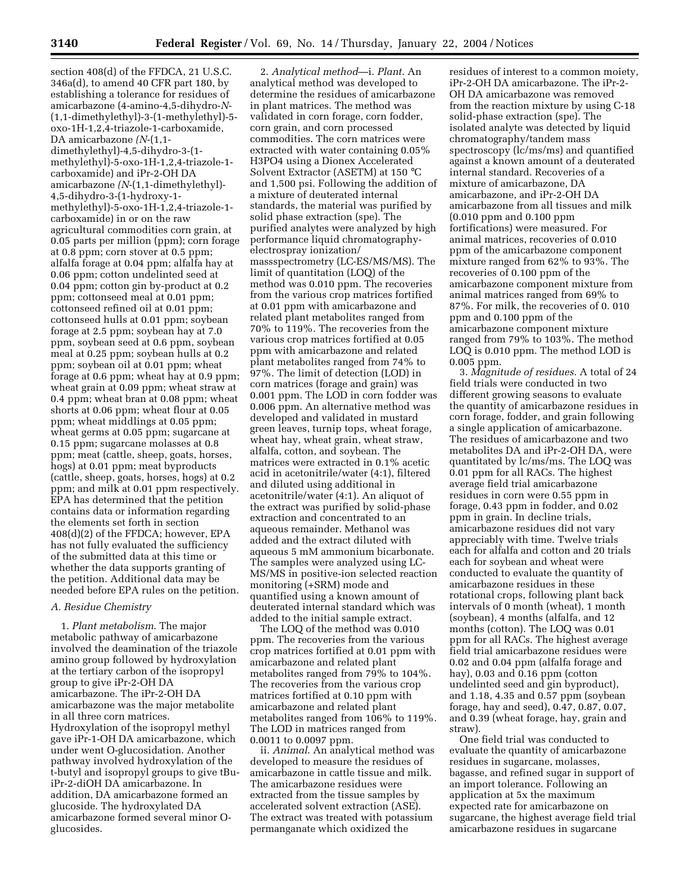section 408(d) of the FFDCA, 21 U.S.C. 346a(d), to amend 40 CFR part 180, by establishing a tolerance for residues of amicarbazone (4-amino-4,5-dihydro-*N*-(1,1-dimethylethyl)-3-(1-methylethyl)-5-oxo-1H-1,2,4-triazole-1-carboxamide, DA amicarbazone *(N*-(1,1-dimethylethyl)-4,5-dihydro-3-(1-methylethyl)-5-oxo-1H-1,2,4-triazole-1-carboxamide) and iPr-2-OH DA amicarbazone *(N*-(1,1-dimethylethyl)-4,5-dihydro-3-(1-hydroxy-1-methylethyl)-5-oxo-1H-1,2,4-triazole-1-carboxamide) in or on the raw agricultural commodities corn grain, at 0.05 parts per million (ppm); corn forage at 0.8 ppm; corn stover at 0.5 ppm; alfalfa forage at 0.04 ppm; alfalfa hay at 0.06 ppm; cotton undelinted seed at 0.04 ppm; cotton gin by-product at 0.2 ppm; cottonseed meal at 0.01 ppm; cottonseed refined oil at 0.01 ppm; cottonseed hulls at 0.01 ppm; soybean forage at 2.5 ppm; soybean hay at 7.0 ppm, soybean seed at 0.6 ppm, soybean meal at 0.25 ppm; soybean hulls at 0.2 ppm; soybean oil at 0.01 ppm; wheat forage at 0.6 ppm; wheat hay at 0.9 ppm; wheat grain at 0.09 ppm; wheat straw at 0.4 ppm; wheat bran at 0.08 ppm; wheat shorts at 0.06 ppm; wheat flour at 0.05 ppm; wheat middlings at 0.05 ppm; wheat germs at 0.05 ppm; sugarcane at 0.15 ppm; sugarcane molasses at 0.8 ppm; meat (cattle, sheep, goats, horses, hogs) at 0.01 ppm; meat byproducts (cattle, sheep, goats, horses, hogs) at 0.2 ppm; and milk at 0.01 ppm respectively. EPA has determined that the petition contains data or information regarding the elements set forth in section 408(d)(2) of the FFDCA; however, EPA has not fully evaluated the sufficiency of the submitted data at this time or whether the data supports granting of the petition. Additional data may be needed before EPA rules on the petition.

### *A. Residue Chemistry*

1. *Plant metabolism.* The major metabolic pathway of amicarbazone involved the deamination of the triazole amino group followed by hydroxylation at the tertiary carbon of the isopropyl group to give iPr-2-OH DA amicarbazone. The iPr-2-OH DA amicarbazone was the major metabolite in all three corn matrices. Hydroxylation of the isopropyl methyl gave iPr-1-OH DA amicarbazone, which under went O-glucosidation. Another pathway involved hydroxylation of the t-butyl and isopropyl groups to give tBu-iPr-2-diOH DA amicarbazone. In addition, DA amicarbazone formed an glucoside. The hydroxylated DA amicarbazone formed several minor O-glucosides.

2. *Analytical method*—i. *Plant*. An analytical method was developed to determine the residues of amicarbazone in plant matrices. The method was validated in corn forage, corn fodder, corn grain, and corn processed commodities. The corn matrices were extracted with water containing 0.05% H3PO4 using a Dionex Accelerated Solvent Extractor (ASETM) at 150 °C and 1,500 psi. Following the addition of a mixture of deuterated internal standards, the material was purified by solid phase extraction (spe). The purified analytes were analyzed by high performance liquid chromatography-electrospray ionization/massspectrometry (LC-ES/MS/MS). The limit of quantitation (LOQ) of the method was 0.010 ppm. The recoveries from the various crop matrices fortified at 0.01 ppm with amicarbazone and related plant metabolites ranged from 70% to 119%. The recoveries from the various crop matrices fortified at 0.05 ppm with amicarbazone and related plant metabolites ranged from 74% to 97%. The limit of detection (LOD) in corn matrices (forage and grain) was 0.001 ppm. The LOD in corn fodder was 0.006 ppm. An alternative method was developed and validated in mustard green leaves, turnip tops, wheat forage, wheat hay, wheat grain, wheat straw, alfalfa, cotton, and soybean. The matrices were extracted in 0.1% acetic acid in acetonitrile/water (4:1), filtered and diluted using additional in acetonitrile/water (4:1). An aliquot of the extract was purified by solid-phase extraction and concentrated to an aqueous remainder. Methanol was added and the extract diluted with aqueous 5 mM ammonium bicarbonate. The samples were analyzed using LC-MS/MS in positive-ion selected reaction monitoring (+SRM) mode and quantified using a known amount of deuterated internal standard which was added to the initial sample extract.

The LOQ of the method was 0.010 ppm. The recoveries from the various crop matrices fortified at 0.01 ppm with amicarbazone and related plant metabolites ranged from 79% to 104%. The recoveries from the various crop matrices fortified at 0.10 ppm with amicarbazone and related plant metabolites ranged from 106% to 119%. The LOD in matrices ranged from 0.0011 to 0.0097 ppm.

ii. *Animal*. An analytical method was developed to measure the residues of amicarbazone in cattle tissue and milk. The amicarbazone residues were extracted from the tissue samples by accelerated solvent extraction (ASE). The extract was treated with potassium permanganate which oxidized the residues of interest to a common moiety, iPr-2-OH DA amicarbazone. The iPr-2-OH DA amicarbazone was removed from the reaction mixture by using C-18 solid-phase extraction (spe). The isolated analyte was detected by liquid chromatography/tandem mass spectroscopy (lc/ms/ms) and quantified against a known amount of a deuterated internal standard. Recoveries of a mixture of amicarbazone, DA amicarbazone, and iPr-2-OH DA amicarbazone from all tissues and milk (0.010 ppm and 0.100 ppm fortifications) were measured. For animal matrices, recoveries of 0.010 ppm of the amicarbazone component mixture ranged from 62% to 93%. The recoveries of 0.100 ppm of the amicarbazone component mixture from animal matrices ranged from 69% to 87%. For milk, the recoveries of 0. 010 ppm and 0.100 ppm of the amicarbazone component mixture ranged from 79% to 103%. The method LOQ is 0.010 ppm. The method LOD is 0.005 ppm.

3. *Magnitude of residues*. A total of 24 field trials were conducted in two different growing seasons to evaluate the quantity of amicarbazone residues in corn forage, fodder, and grain following a single application of amicarbazone. The residues of amicarbazone and two metabolites DA and iPr-2-OH DA, were quantitated by lc/ms/ms. The LOQ was 0.01 ppm for all RACs. The highest average field trial amicarbazone residues in corn were 0.55 ppm in forage, 0.43 ppm in fodder, and 0.02 ppm in grain. In decline trials, amicarbazone residues did not vary appreciably with time. Twelve trials each for alfalfa and cotton and 20 trials each for soybean and wheat were conducted to evaluate the quantity of amicarbazone residues in these rotational crops, following plant back intervals of 0 month (wheat), 1 month (soybean), 4 months (alfalfa, and 12 months (cotton). The LOQ was 0.01 ppm for all RACs. The highest average field trial amicarbazone residues were 0.02 and 0.04 ppm (alfalfa forage and hay), 0.03 and 0.16 ppm (cotton undelinted seed and gin byproduct), and 1.18, 4.35 and 0.57 ppm (soybean forage, hay and seed), 0.47, 0.87, 0.07, and 0.39 (wheat forage, hay, grain and straw).

One field trial was conducted to evaluate the quantity of amicarbazone residues in sugarcane, molasses, bagasse, and refined sugar in support of an import tolerance. Following an application at 5x the maximum expected rate for amicarbazone on sugarcane, the highest average field trial amicarbazone residues in sugarcane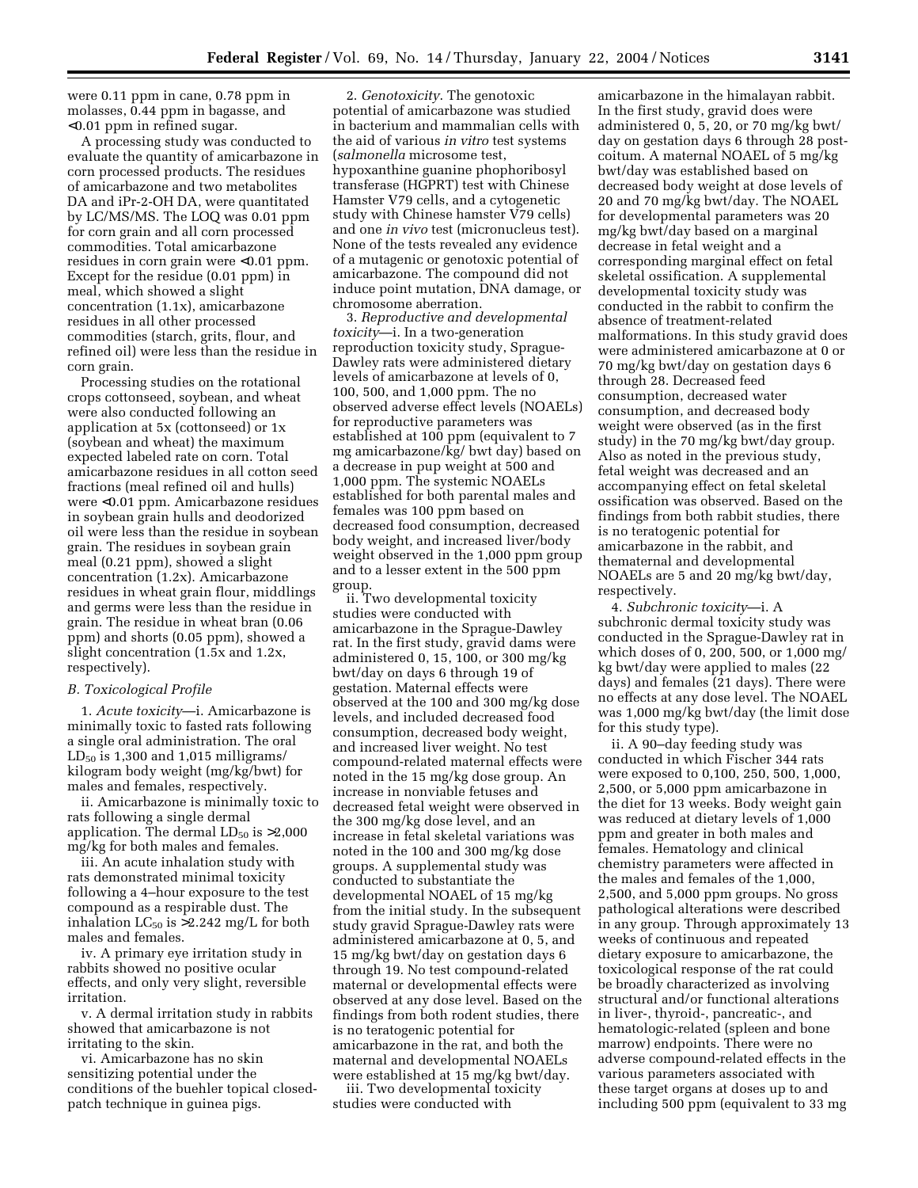were 0.11 ppm in cane, 0.78 ppm in molasses, 0.44 ppm in bagasse, and <0.01 ppm in refined sugar.

A processing study was conducted to evaluate the quantity of amicarbazone in corn processed products. The residues of amicarbazone and two metabolites DA and iPr-2-OH DA, were quantitated by LC/MS/MS. The LOQ was 0.01 ppm for corn grain and all corn processed commodities. Total amicarbazone residues in corn grain were <0.01 ppm. Except for the residue (0.01 ppm) in meal, which showed a slight concentration (1.1x), amicarbazone residues in all other processed commodities (starch, grits, flour, and refined oil) were less than the residue in corn grain.

Processing studies on the rotational crops cottonseed, soybean, and wheat were also conducted following an application at 5x (cottonseed) or 1x (soybean and wheat) the maximum expected labeled rate on corn. Total amicarbazone residues in all cotton seed fractions (meal refined oil and hulls) were <0.01 ppm. Amicarbazone residues in soybean grain hulls and deodorized oil were less than the residue in soybean grain. The residues in soybean grain meal (0.21 ppm), showed a slight concentration (1.2x). Amicarbazone residues in wheat grain flour, middlings and germs were less than the residue in grain. The residue in wheat bran (0.06 ppm) and shorts (0.05 ppm), showed a slight concentration (1.5x and 1.2x, respectively).

### *B. Toxicological Profile*

1. *Acute toxicity*—i. Amicarbazone is minimally toxic to fasted rats following a single oral administration. The oral $LD_{50}$ is 1,300 and 1,015 milligrams/kilogram body weight (mg/kg/bwt) for males and females, respectively.

ii. Amicarbazone is minimally toxic to rats following a single dermal application. The dermal $LD_{50}$ is >2,000 mg/kg for both males and females.

iii. An acute inhalation study with rats demonstrated minimal toxicity following a 4–hour exposure to the test compound as a respirable dust. The inhalation $LC_{50}$ is >2.242 mg/L for both males and females.

iv. A primary eye irritation study in rabbits showed no positive ocular effects, and only very slight, reversible irritation.

v. A dermal irritation study in rabbits showed that amicarbazone is not irritating to the skin.

vi. Amicarbazone has no skin sensitizing potential under the conditions of the buehler topical closed-patch technique in guinea pigs.

2. *Genotoxicity*. The genotoxic potential of amicarbazone was studied in bacterium and mammalian cells with the aid of various *in vitro* test systems (*salmonella* microsome test, hypoxanthine guanine phophoribosyl transferase (HGPRT) test with Chinese Hamster V79 cells, and a cytogenetic study with Chinese hamster V79 cells) and one *in vivo* test (micronucleus test). None of the tests revealed any evidence of a mutagenic or genotoxic potential of amicarbazone. The compound did not induce point mutation, DNA damage, or chromosome aberration.

3. *Reproductive and developmental toxicity*—i. In a two-generation reproduction toxicity study, Sprague-Dawley rats were administered dietary levels of amicarbazone at levels of 0, 100, 500, and 1,000 ppm. The no observed adverse effect levels (NOAELs) for reproductive parameters was established at 100 ppm (equivalent to 7 mg amicarbazone/kg/ bwt day) based on a decrease in pup weight at 500 and 1,000 ppm. The systemic NOAELs established for both parental males and females was 100 ppm based on decreased food consumption, decreased body weight, and increased liver/body weight observed in the 1,000 ppm group and to a lesser extent in the 500 ppm group.

ii. Two developmental toxicity studies were conducted with amicarbazone in the Sprague-Dawley rat. In the first study, gravid dams were administered 0, 15, 100, or 300 mg/kg bwt/day on days 6 through 19 of gestation. Maternal effects were observed at the 100 and 300 mg/kg dose levels, and included decreased food consumption, decreased body weight, and increased liver weight. No test compound-related maternal effects were noted in the 15 mg/kg dose group. An increase in nonviable fetuses and decreased fetal weight were observed in the 300 mg/kg dose level, and an increase in fetal skeletal variations was noted in the 100 and 300 mg/kg dose groups. A supplemental study was conducted to substantiate the developmental NOAEL of 15 mg/kg from the initial study. In the subsequent study gravid Sprague-Dawley rats were administered amicarbazone at 0, 5, and 15 mg/kg bwt/day on gestation days 6 through 19. No test compound-related maternal or developmental effects were observed at any dose level. Based on the findings from both rodent studies, there is no teratogenic potential for amicarbazone in the rat, and both the maternal and developmental NOAELs were established at 15 mg/kg bwt/day.

iii. Two developmental toxicity studies were conducted with amicarbazone in the himalayan rabbit. In the first study, gravid does were administered 0, 5, 20, or 70 mg/kg bwt/day on gestation days 6 through 28 post-coitum. A maternal NOAEL of 5 mg/kg bwt/day was established based on decreased body weight at dose levels of 20 and 70 mg/kg bwt/day. The NOAEL for developmental parameters was 20 mg/kg bwt/day based on a marginal decrease in fetal weight and a corresponding marginal effect on fetal skeletal ossification. A supplemental developmental toxicity study was conducted in the rabbit to confirm the absence of treatment-related malformations. In this study gravid does were administered amicarbazone at 0 or 70 mg/kg bwt/day on gestation days 6 through 28. Decreased feed consumption, decreased water consumption, and decreased body weight were observed (as in the first study) in the 70 mg/kg bwt/day group. Also as noted in the previous study, fetal weight was decreased and an accompanying effect on fetal skeletal ossification was observed. Based on the findings from both rabbit studies, there is no teratogenic potential for amicarbazone in the rabbit, and thematernal and developmental NOAELs are 5 and 20 mg/kg bwt/day, respectively.

4. *Subchronic toxicity*—i. A subchronic dermal toxicity study was conducted in the Sprague-Dawley rat in which doses of 0, 200, 500, or 1,000 mg/kg bwt/day were applied to males (22 days) and females (21 days). There were no effects at any dose level. The NOAEL was 1,000 mg/kg bwt/day (the limit dose for this study type).

ii. A 90–day feeding study was conducted in which Fischer 344 rats were exposed to 0,100, 250, 500, 1,000, 2,500, or 5,000 ppm amicarbazone in the diet for 13 weeks. Body weight gain was reduced at dietary levels of 1,000 ppm and greater in both males and females. Hematology and clinical chemistry parameters were affected in the males and females of the 1,000, 2,500, and 5,000 ppm groups. No gross pathological alterations were described in any group. Through approximately 13 weeks of continuous and repeated dietary exposure to amicarbazone, the toxicological response of the rat could be broadly characterized as involving structural and/or functional alterations in liver-, thyroid-, pancreatic-, and hematologic-related (spleen and bone marrow) endpoints. There were no adverse compound-related effects in the various parameters associated with these target organs at doses up to and including 500 ppm (equivalent to 33 mg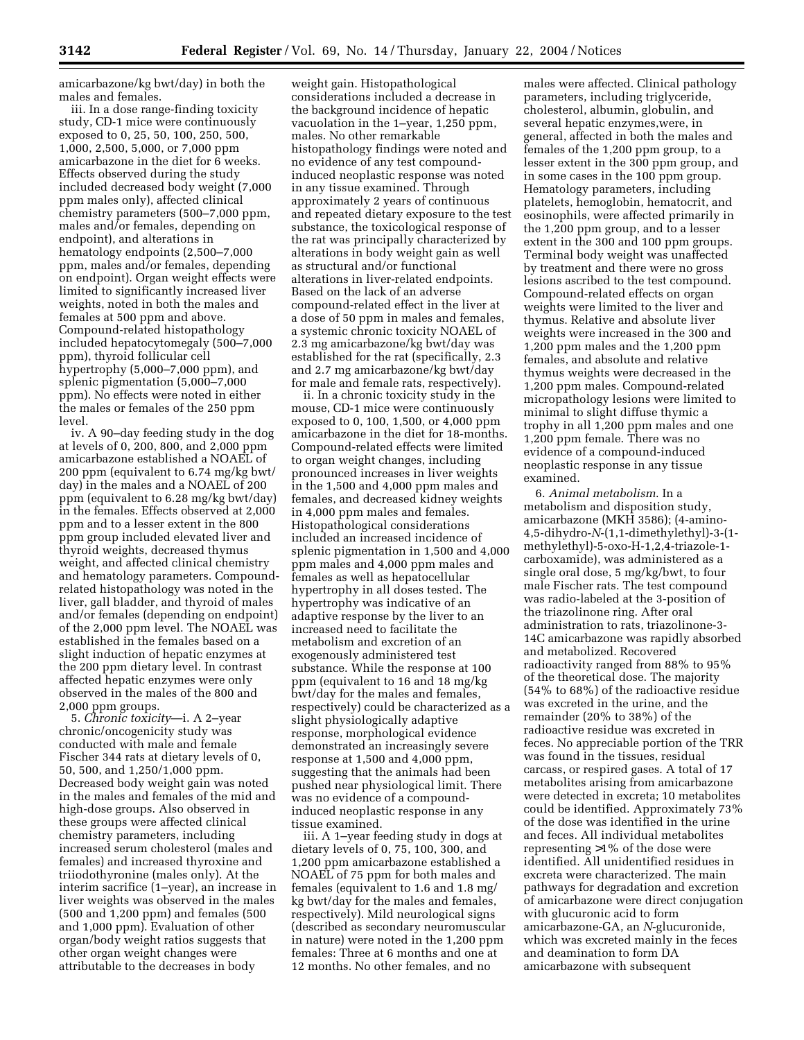amicarbazone/kg bwt/day) in both the males and females.

iii. In a dose range-finding toxicity study, CD-1 mice were continuously exposed to 0, 25, 50, 100, 250, 500, 1,000, 2,500, 5,000, or 7,000 ppm amicarbazone in the diet for 6 weeks. Effects observed during the study included decreased body weight (7,000 ppm males only), affected clinical chemistry parameters (500–7,000 ppm, males and/or females, depending on endpoint), and alterations in hematology endpoints (2,500–7,000 ppm, males and/or females, depending on endpoint). Organ weight effects were limited to significantly increased liver weights, noted in both the males and females at 500 ppm and above. Compound-related histopathology included hepatocytomegaly (500–7,000 ppm), thyroid follicular cell hypertrophy (5,000–7,000 ppm), and splenic pigmentation (5,000–7,000 ppm). No effects were noted in either the males or females of the 250 ppm level.

iv. A 90–day feeding study in the dog at levels of 0, 200, 800, and 2,000 ppm amicarbazone established a NOAEL of 200 ppm (equivalent to 6.74 mg/kg bwt/day) in the males and a NOAEL of 200 ppm (equivalent to 6.28 mg/kg bwt/day) in the females. Effects observed at 2,000 ppm and to a lesser extent in the 800 ppm group included elevated liver and thyroid weights, decreased thymus weight, and affected clinical chemistry and hematology parameters. Compound-related histopathology was noted in the liver, gall bladder, and thyroid of males and/or females (depending on endpoint) of the 2,000 ppm level. The NOAEL was established in the females based on a slight induction of hepatic enzymes at the 200 ppm dietary level. In contrast affected hepatic enzymes were only observed in the males of the 800 and 2,000 ppm groups.

5. *Chronic toxicity*—i. A 2–year chronic/oncogenicity study was conducted with male and female Fischer 344 rats at dietary levels of 0, 50, 500, and 1,250/1,000 ppm. Decreased body weight gain was noted in the males and females of the mid and high-dose groups. Also observed in these groups were affected clinical chemistry parameters, including increased serum cholesterol (males and females) and increased thyroxine and triiodothyronine (males only). At the interim sacrifice (1–year), an increase in liver weights was observed in the males (500 and 1,200 ppm) and females (500 and 1,000 ppm). Evaluation of other organ/body weight ratios suggests that other organ weight changes were attributable to the decreases in body weight gain. Histopathological considerations included a decrease in the background incidence of hepatic vacuolation in the 1–year, 1,250 ppm, males. No other remarkable histopathology findings were noted and no evidence of any test compound-induced neoplastic response was noted in any tissue examined. Through approximately 2 years of continuous and repeated dietary exposure to the test substance, the toxicological response of the rat was principally characterized by alterations in body weight gain as well as structural and/or functional alterations in liver-related endpoints. Based on the lack of an adverse compound-related effect in the liver at a dose of 50 ppm in males and females, a systemic chronic toxicity NOAEL of 2.3 mg amicarbazone/kg bwt/day was established for the rat (specifically, 2.3 and 2.7 mg amicarbazone/kg bwt/day for male and female rats, respectively).

ii. In a chronic toxicity study in the mouse, CD-1 mice were continuously exposed to 0, 100, 1,500, or 4,000 ppm amicarbazone in the diet for 18-months. Compound-related effects were limited to organ weight changes, including pronounced increases in liver weights in the 1,500 and 4,000 ppm males and females, and decreased kidney weights in 4,000 ppm males and females. Histopathological considerations included an increased incidence of splenic pigmentation in 1,500 and 4,000 ppm males and 4,000 ppm males and females as well as hepatocellular hypertrophy in all doses tested. The hypertrophy was indicative of an adaptive response by the liver to an increased need to facilitate the metabolism and excretion of an exogenously administered test substance. While the response at 100 ppm (equivalent to 16 and 18 mg/kg bwt/day for the males and females, respectively) could be characterized as a slight physiologically adaptive response, morphological evidence demonstrated an increasingly severe response at 1,500 and 4,000 ppm, suggesting that the animals had been pushed near physiological limit. There was no evidence of a compound-induced neoplastic response in any tissue examined.

iii. A 1–year feeding study in dogs at dietary levels of 0, 75, 100, 300, and 1,200 ppm amicarbazone established a NOAEL of 75 ppm for both males and females (equivalent to 1.6 and 1.8 mg/kg bwt/day for the males and females, respectively). Mild neurological signs (described as secondary neuromuscular in nature) were noted in the 1,200 ppm females: Three at 6 months and one at 12 months. No other females, and no males were affected. Clinical pathology parameters, including triglyceride, cholesterol, albumin, globulin, and several hepatic enzymes,were, in general, affected in both the males and females of the 1,200 ppm group, to a lesser extent in the 300 ppm group, and in some cases in the 100 ppm group. Hematology parameters, including platelets, hemoglobin, hematocrit, and eosinophils, were affected primarily in the 1,200 ppm group, and to a lesser extent in the 300 and 100 ppm groups. Terminal body weight was unaffected by treatment and there were no gross lesions ascribed to the test compound. Compound-related effects on organ weights were limited to the liver and thymus. Relative and absolute liver weights were increased in the 300 and 1,200 ppm males and the 1,200 ppm females, and absolute and relative thymus weights were decreased in the 1,200 ppm males. Compound-related micropathology lesions were limited to minimal to slight diffuse thymic a trophy in all 1,200 ppm males and one 1,200 ppm female. There was no evidence of a compound-induced neoplastic response in any tissue examined.

6. *Animal metabolism*. In a metabolism and disposition study, amicarbazone (MKH 3586); (4-amino-4,5-dihydro-*N*-(1,1-dimethylethyl)-3-(1-methylethyl)-5-oxo-H-1,2,4-triazole-1-carboxamide), was administered as a single oral dose, 5 mg/kg/bwt, to four male Fischer rats. The test compound was radio-labeled at the 3-position of the triazolinone ring. After oral administration to rats, triazolinone-3-14C amicarbazone was rapidly absorbed and metabolized. Recovered radioactivity ranged from 88% to 95% of the theoretical dose. The majority (54% to 68%) of the radioactive residue was excreted in the urine, and the remainder (20% to 38%) of the radioactive residue was excreted in feces. No appreciable portion of the TRR was found in the tissues, residual carcass, or respired gases. A total of 17 metabolites arising from amicarbazone were detected in excreta; 10 metabolites could be identified. Approximately 73% of the dose was identified in the urine and feces. All individual metabolites representing >1% of the dose were identified. All unidentified residues in excreta were characterized. The main pathways for degradation and excretion of amicarbazone were direct conjugation with glucuronic acid to form amicarbazone-GA, an *N*-glucuronide, which was excreted mainly in the feces and deamination to form DA amicarbazone with subsequent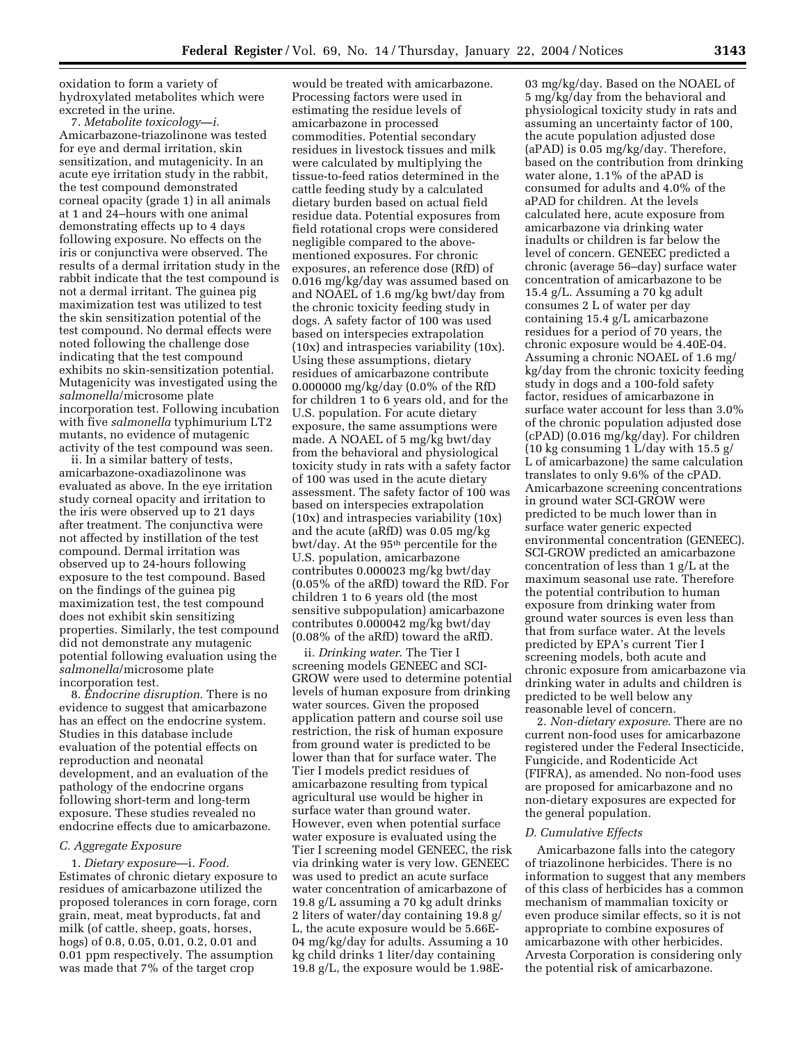oxidation to form a variety of hydroxylated metabolites which were excreted in the urine.

7. *Metabolite toxicology*—i. Amicarbazone-triazolinone was tested for eye and dermal irritation, skin sensitization, and mutagenicity. In an acute eye irritation study in the rabbit, the test compound demonstrated corneal opacity (grade 1) in all animals at 1 and 24–hours with one animal demonstrating effects up to 4 days following exposure. No effects on the iris or conjunctiva were observed. The results of a dermal irritation study in the rabbit indicate that the test compound is not a dermal irritant. The guinea pig maximization test was utilized to test the skin sensitization potential of the test compound. No dermal effects were noted following the challenge dose indicating that the test compound exhibits no skin-sensitization potential. Mutagenicity was investigated using the *salmonella*/microsome plate incorporation test. Following incubation with five *salmonella* typhimurium LT2 mutants, no evidence of mutagenic activity of the test compound was seen.

ii. In a similar battery of tests, amicarbazone-oxadiazolinone was evaluated as above. In the eye irritation study corneal opacity and irritation to the iris were observed up to 21 days after treatment. The conjunctiva were not affected by instillation of the test compound. Dermal irritation was observed up to 24-hours following exposure to the test compound. Based on the findings of the guinea pig maximization test, the test compound does not exhibit skin sensitizing properties. Similarly, the test compound did not demonstrate any mutagenic potential following evaluation using the *salmonella*/microsome plate incorporation test.

8. *Endocrine disruption*. There is no evidence to suggest that amicarbazone has an effect on the endocrine system. Studies in this database include evaluation of the potential effects on reproduction and neonatal development, and an evaluation of the pathology of the endocrine organs following short-term and long-term exposure. These studies revealed no endocrine effects due to amicarbazone.

### *C. Aggregate Exposure*

1. *Dietary exposure*—i. *Food*. Estimates of chronic dietary exposure to residues of amicarbazone utilized the proposed tolerances in corn forage, corn grain, meat, meat byproducts, fat and milk (of cattle, sheep, goats, horses, hogs) of 0.8, 0.05, 0.01, 0.2, 0.01 and 0.01 ppm respectively. The assumption was made that 7% of the target crop would be treated with amicarbazone. Processing factors were used in estimating the residue levels of amicarbazone in processed commodities. Potential secondary residues in livestock tissues and milk were calculated by multiplying the tissue-to-feed ratios determined in the cattle feeding study by a calculated dietary burden based on actual field residue data. Potential exposures from field rotational crops were considered negligible compared to the above-mentioned exposures. For chronic exposures, an reference dose (RfD) of 0.016 mg/kg/day was assumed based on and NOAEL of 1.6 mg/kg bwt/day from the chronic toxicity feeding study in dogs. A safety factor of 100 was used based on interspecies extrapolation (10x) and intraspecies variability (10x). Using these assumptions, dietary residues of amicarbazone contribute 0.000000 mg/kg/day (0.0% of the RfD for children 1 to 6 years old, and for the U.S. population. For acute dietary exposure, the same assumptions were made. A NOAEL of 5 mg/kg bwt/day from the behavioral and physiological toxicity study in rats with a safety factor of 100 was used in the acute dietary assessment. The safety factor of 100 was based on interspecies extrapolation (10x) and intraspecies variability (10x) and the acute (aRfD) was 0.05 mg/kg bwt/day. At the 95th percentile for the U.S. population, amicarbazone contributes 0.000023 mg/kg bwt/day (0.05% of the aRfD) toward the RfD. For children 1 to 6 years old (the most sensitive subpopulation) amicarbazone contributes 0.000042 mg/kg bwt/day (0.08% of the aRfD) toward the aRfD.

ii. *Drinking water*. The Tier I screening models GENEEC and SCI-GROW were used to determine potential levels of human exposure from drinking water sources. Given the proposed application pattern and course soil use restriction, the risk of human exposure from ground water is predicted to be lower than that for surface water. The Tier I models predict residues of amicarbazone resulting from typical agricultural use would be higher in surface water than ground water. However, even when potential surface water exposure is evaluated using the Tier I screening model GENEEC, the risk via drinking water is very low. GENEEC was used to predict an acute surface water concentration of amicarbazone of 19.8 g/L assuming a 70 kg adult drinks 2 liters of water/day containing 19.8 g/L, the acute exposure would be 5.66E-04 mg/kg/day for adults. Assuming a 10 kg child drinks 1 liter/day containing 19.8 g/L, the exposure would be 1.98E-03 mg/kg/day. Based on the NOAEL of 5 mg/kg/day from the behavioral and physiological toxicity study in rats and assuming an uncertainty factor of 100, the acute population adjusted dose (aPAD) is 0.05 mg/kg/day. Therefore, based on the contribution from drinking water alone, 1.1% of the aPAD is consumed for adults and 4.0% of the aPAD for children. At the levels calculated here, acute exposure from amicarbazone via drinking water inadults or children is far below the level of concern. GENEEC predicted a chronic (average 56–day) surface water concentration of amicarbazone to be 15.4 g/L. Assuming a 70 kg adult consumes 2 L of water per day containing 15.4 g/L amicarbazone residues for a period of 70 years, the chronic exposure would be 4.40E-04. Assuming a chronic NOAEL of 1.6 mg/kg/day from the chronic toxicity feeding study in dogs and a 100-fold safety factor, residues of amicarbazone in surface water account for less than 3.0% of the chronic population adjusted dose (cPAD) (0.016 mg/kg/day). For children (10 kg consuming 1 L/day with 15.5 g/L of amicarbazone) the same calculation translates to only 9.6% of the cPAD. Amicarbazone screening concentrations in ground water SCI-GROW were predicted to be much lower than in surface water generic expected environmental concentration (GENEEC). SCI-GROW predicted an amicarbazone concentration of less than 1 g/L at the maximum seasonal use rate. Therefore the potential contribution to human exposure from drinking water from ground water sources is even less than that from surface water. At the levels predicted by EPA's current Tier I screening models, both acute and chronic exposure from amicarbazone via drinking water in adults and children is predicted to be well below any reasonable level of concern.

2. *Non-dietary exposure*. There are no current non-food uses for amicarbazone registered under the Federal Insecticide, Fungicide, and Rodenticide Act (FIFRA), as amended. No non-food uses are proposed for amicarbazone and no non-dietary exposures are expected for the general population.

### *D. Cumulative Effects*

Amicarbazone falls into the category of triazolinone herbicides. There is no information to suggest that any members of this class of herbicides has a common mechanism of mammalian toxicity or even produce similar effects, so it is not appropriate to combine exposures of amicarbazone with other herbicides. Arvesta Corporation is considering only the potential risk of amicarbazone.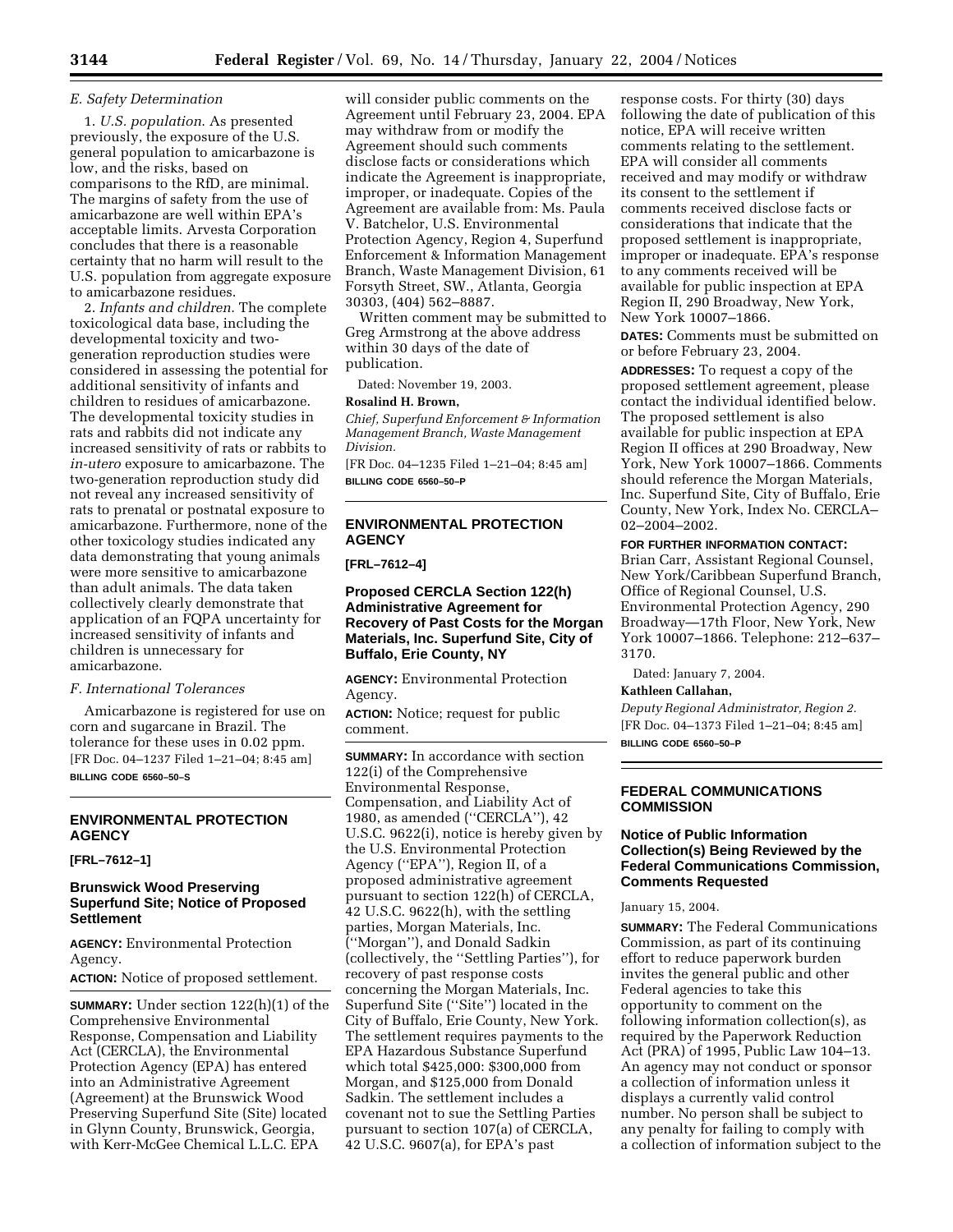### E. Safety Determination

1. *U.S. population*. As presented previously, the exposure of the U.S. general population to amicarbazone is low, and the risks, based on comparisons to the RfD, are minimal. The margins of safety from the use of amicarbazone are well within EPA's acceptable limits. Arvesta Corporation concludes that there is a reasonable certainty that no harm will result to the U.S. population from aggregate exposure to amicarbazone residues.

2. *Infants and children*. The complete toxicological data base, including the developmental toxicity and two-generation reproduction studies were considered in assessing the potential for additional sensitivity of infants and children to residues of amicarbazone. The developmental toxicity studies in rats and rabbits did not indicate any increased sensitivity of rats or rabbits to *in-utero* exposure to amicarbazone. The two-generation reproduction study did not reveal any increased sensitivity of rats to prenatal or postnatal exposure to amicarbazone. Furthermore, none of the other toxicology studies indicated any data demonstrating that young animals were more sensitive to amicarbazone than adult animals. The data taken collectively clearly demonstrate that application of an FQPA uncertainty for increased sensitivity of infants and children is unnecessary for amicarbazone.

### F. International Tolerances

Amicarbazone is registered for use on corn and sugarcane in Brazil. The tolerance for these uses in 0.02 ppm.

[FR Doc. 04–1237 Filed 1–21–04; 8:45 am]

**BILLING CODE 6560–50–S**

## ENVIRONMENTAL PROTECTION AGENCY

**[FRL–7612–1]**

### Brunswick Wood Preserving Superfund Site; Notice of Proposed Settlement

**AGENCY:** Environmental Protection Agency.

**ACTION:** Notice of proposed settlement.

**SUMMARY:** Under section 122(h)(1) of the Comprehensive Environmental Response, Compensation and Liability Act (CERCLA), the Environmental Protection Agency (EPA) has entered into an Administrative Agreement (Agreement) at the Brunswick Wood Preserving Superfund Site (Site) located in Glynn County, Brunswick, Georgia, with Kerr-McGee Chemical L.L.C. EPA will consider public comments on the Agreement until February 23, 2004. EPA may withdraw from or modify the Agreement should such comments disclose facts or considerations which indicate the Agreement is inappropriate, improper, or inadequate. Copies of the Agreement are available from: Ms. Paula V. Batchelor, U.S. Environmental Protection Agency, Region 4, Superfund Enforcement & Information Management Branch, Waste Management Division, 61 Forsyth Street, SW., Atlanta, Georgia 30303, (404) 562–8887.

Written comment may be submitted to Greg Armstrong at the above address within 30 days of the date of publication.

Dated: November 19, 2003.

**Rosalind H. Brown,**

*Chief, Superfund Enforcement & Information Management Branch, Waste Management Division.*

[FR Doc. 04–1235 Filed 1–21–04; 8:45 am]

**BILLING CODE 6560–50–P**

## ENVIRONMENTAL PROTECTION AGENCY

**[FRL–7612–4]**

### Proposed CERCLA Section 122(h) Administrative Agreement for Recovery of Past Costs for the Morgan Materials, Inc. Superfund Site, City of Buffalo, Erie County, NY

**AGENCY:** Environmental Protection Agency.

**ACTION:** Notice; request for public comment.

**SUMMARY:** In accordance with section 122(i) of the Comprehensive Environmental Response, Compensation, and Liability Act of 1980, as amended (''CERCLA''), 42 U.S.C. 9622(i), notice is hereby given by the U.S. Environmental Protection Agency (''EPA''), Region II, of a proposed administrative agreement pursuant to section 122(h) of CERCLA, 42 U.S.C. 9622(h), with the settling parties, Morgan Materials, Inc. (''Morgan''), and Donald Sadkin (collectively, the ''Settling Parties''), for recovery of past response costs concerning the Morgan Materials, Inc. Superfund Site (''Site'') located in the City of Buffalo, Erie County, New York. The settlement requires payments to the EPA Hazardous Substance Superfund which total $425,000: $300,000 from Morgan, and $125,000 from Donald Sadkin. The settlement includes a covenant not to sue the Settling Parties pursuant to section 107(a) of CERCLA, 42 U.S.C. 9607(a), for EPA's past response costs. For thirty (30) days following the date of publication of this notice, EPA will receive written comments relating to the settlement. EPA will consider all comments received and may modify or withdraw its consent to the settlement if comments received disclose facts or considerations that indicate that the proposed settlement is inappropriate, improper or inadequate. EPA's response to any comments received will be available for public inspection at EPA Region II, 290 Broadway, New York, New York 10007–1866.

**DATES:** Comments must be submitted on or before February 23, 2004.

**ADDRESSES:** To request a copy of the proposed settlement agreement, please contact the individual identified below. The proposed settlement is also available for public inspection at EPA Region II offices at 290 Broadway, New York, New York 10007–1866. Comments should reference the Morgan Materials, Inc. Superfund Site, City of Buffalo, Erie County, New York, Index No. CERCLA–02–2004–2002.

**FOR FURTHER INFORMATION CONTACT:** Brian Carr, Assistant Regional Counsel, New York/Caribbean Superfund Branch, Office of Regional Counsel, U.S. Environmental Protection Agency, 290 Broadway—17th Floor, New York, New York 10007–1866. Telephone: 212–637–3170.

Dated: January 7, 2004.

**Kathleen Callahan,**

*Deputy Regional Administrator, Region 2.*

[FR Doc. 04–1373 Filed 1–21–04; 8:45 am]

**BILLING CODE 6560–50–P**

## FEDERAL COMMUNICATIONS COMMISSION

### Notice of Public Information Collection(s) Being Reviewed by the Federal Communications Commission, Comments Requested

January 15, 2004.

**SUMMARY:** The Federal Communications Commission, as part of its continuing effort to reduce paperwork burden invites the general public and other Federal agencies to take this opportunity to comment on the following information collection(s), as required by the Paperwork Reduction Act (PRA) of 1995, Public Law 104–13. An agency may not conduct or sponsor a collection of information unless it displays a currently valid control number. No person shall be subject to any penalty for failing to comply with a collection of information subject to the